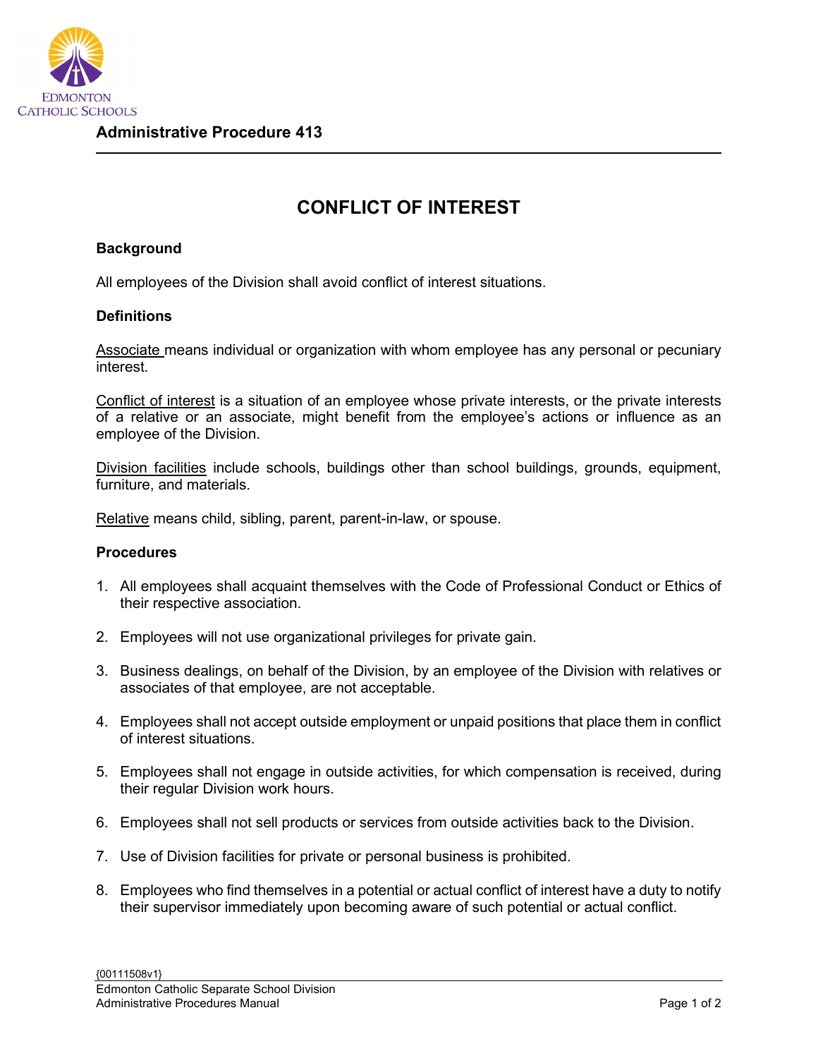**Administrative Procedure 413**

# CONFLICT OF INTEREST

## Background

All employees of the Division shall avoid conflict of interest situations.

## Definitions

Associate means individual or organization with whom employee has any personal or pecuniary interest.

Conflict of interest is a situation of an employee whose private interests, or the private interests of a relative or an associate, might benefit from the employee's actions or influence as an employee of the Division.

Division facilities include schools, buildings other than school buildings, grounds, equipment, furniture, and materials.

Relative means child, sibling, parent, parent-in-law, or spouse.

## Procedures

1. All employees shall acquaint themselves with the Code of Professional Conduct or Ethics of their respective association.
2. Employees will not use organizational privileges for private gain.
3. Business dealings, on behalf of the Division, by an employee of the Division with relatives or associates of that employee, are not acceptable.
4. Employees shall not accept outside employment or unpaid positions that place them in conflict of interest situations.
5. Employees shall not engage in outside activities, for which compensation is received, during their regular Division work hours.
6. Employees shall not sell products or services from outside activities back to the Division.
7. Use of Division facilities for private or personal business is prohibited.
8. Employees who find themselves in a potential or actual conflict of interest have a duty to notify their supervisor immediately upon becoming aware of such potential or actual conflict.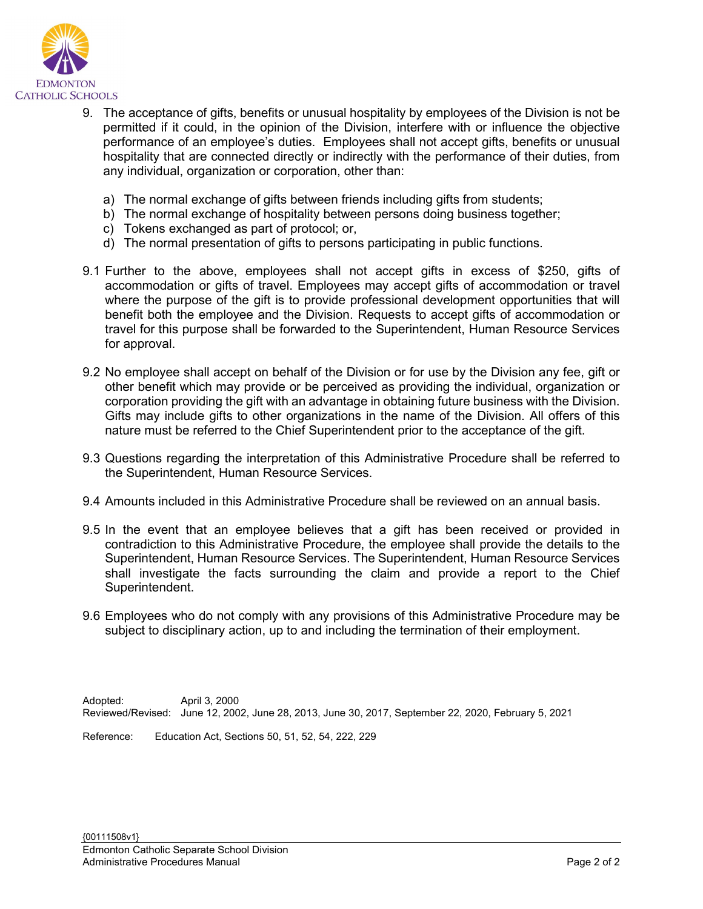9. The acceptance of gifts, benefits or unusual hospitality by employees of the Division is not be permitted if it could, in the opinion of the Division, interfere with or influence the objective performance of an employee's duties. Employees shall not accept gifts, benefits or unusual hospitality that are connected directly or indirectly with the performance of their duties, from any individual, organization or corporation, other than:

   a) The normal exchange of gifts between friends including gifts from students;
   b) The normal exchange of hospitality between persons doing business together;
   c) Tokens exchanged as part of protocol; or,
   d) The normal presentation of gifts to persons participating in public functions.

9.1 Further to the above, employees shall not accept gifts in excess of $250, gifts of accommodation or gifts of travel. Employees may accept gifts of accommodation or travel where the purpose of the gift is to provide professional development opportunities that will benefit both the employee and the Division. Requests to accept gifts of accommodation or travel for this purpose shall be forwarded to the Superintendent, Human Resource Services for approval.

9.2 No employee shall accept on behalf of the Division or for use by the Division any fee, gift or other benefit which may provide or be perceived as providing the individual, organization or corporation providing the gift with an advantage in obtaining future business with the Division. Gifts may include gifts to other organizations in the name of the Division. All offers of this nature must be referred to the Chief Superintendent prior to the acceptance of the gift.

9.3 Questions regarding the interpretation of this Administrative Procedure shall be referred to the Superintendent, Human Resource Services.

9.4 Amounts included in this Administrative Procedure shall be reviewed on an annual basis.

9.5 In the event that an employee believes that a gift has been received or provided in contradiction to this Administrative Procedure, the employee shall provide the details to the Superintendent, Human Resource Services. The Superintendent, Human Resource Services shall investigate the facts surrounding the claim and provide a report to the Chief Superintendent.

9.6 Employees who do not comply with any provisions of this Administrative Procedure may be subject to disciplinary action, up to and including the termination of their employment.

Adopted: April 3, 2000
Reviewed/Revised: June 12, 2002, June 28, 2013, June 30, 2017, September 22, 2020, February 5, 2021

Reference: Education Act, Sections 50, 51, 52, 54, 222, 229